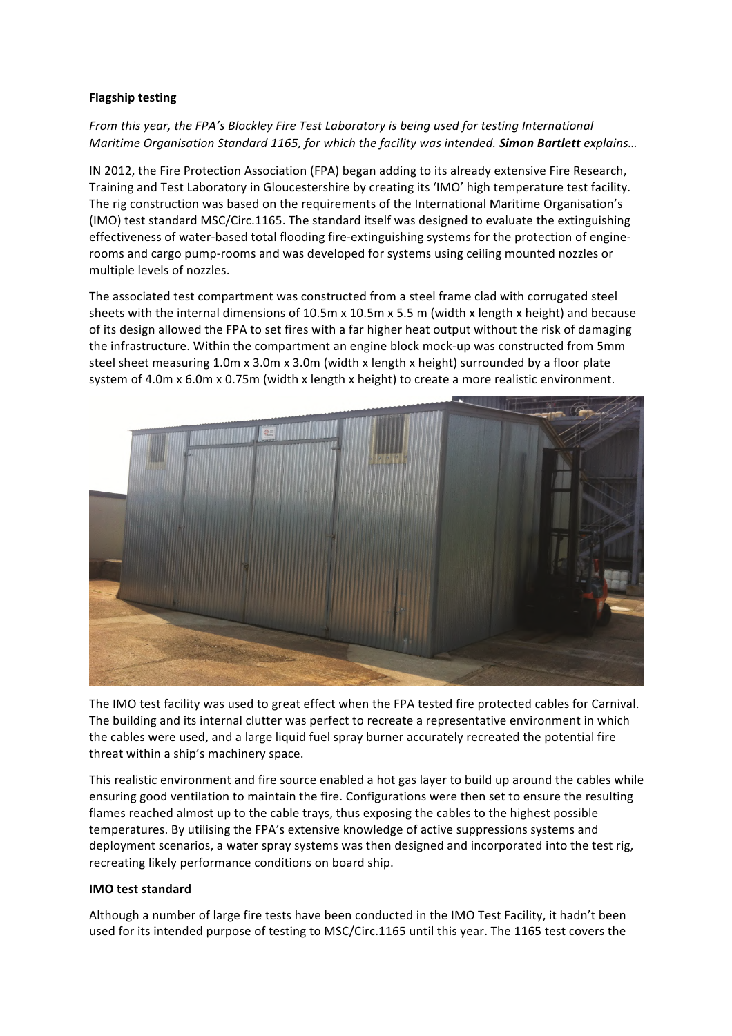**Flagship testing**

*From this year, the FPA's Blockley Fire Test Laboratory is being used for testing International Maritime Organisation Standard 1165, for which the facility was intended.* ***Simon Bartlett*** *explains…*

IN 2012, the Fire Protection Association (FPA) began adding to its already extensive Fire Research, Training and Test Laboratory in Gloucestershire by creating its 'IMO' high temperature test facility. The rig construction was based on the requirements of the International Maritime Organisation's (IMO) test standard MSC/Circ.1165. The standard itself was designed to evaluate the extinguishing effectiveness of water-based total flooding fire-extinguishing systems for the protection of engine-rooms and cargo pump-rooms and was developed for systems using ceiling mounted nozzles or multiple levels of nozzles.

The associated test compartment was constructed from a steel frame clad with corrugated steel sheets with the internal dimensions of 10.5m x 10.5m x 5.5 m (width x length x height) and because of its design allowed the FPA to set fires with a far higher heat output without the risk of damaging the infrastructure. Within the compartment an engine block mock-up was constructed from 5mm steel sheet measuring 1.0m x 3.0m x 3.0m (width x length x height) surrounded by a floor plate system of 4.0m x 6.0m x 0.75m (width x length x height) to create a more realistic environment.

The IMO test facility was used to great effect when the FPA tested fire protected cables for Carnival. The building and its internal clutter was perfect to recreate a representative environment in which the cables were used, and a large liquid fuel spray burner accurately recreated the potential fire threat within a ship's machinery space.

This realistic environment and fire source enabled a hot gas layer to build up around the cables while ensuring good ventilation to maintain the fire. Configurations were then set to ensure the resulting flames reached almost up to the cable trays, thus exposing the cables to the highest possible temperatures. By utilising the FPA's extensive knowledge of active suppressions systems and deployment scenarios, a water spray systems was then designed and incorporated into the test rig, recreating likely performance conditions on board ship.

**IMO test standard**

Although a number of large fire tests have been conducted in the IMO Test Facility, it hadn't been used for its intended purpose of testing to MSC/Circ.1165 until this year. The 1165 test covers the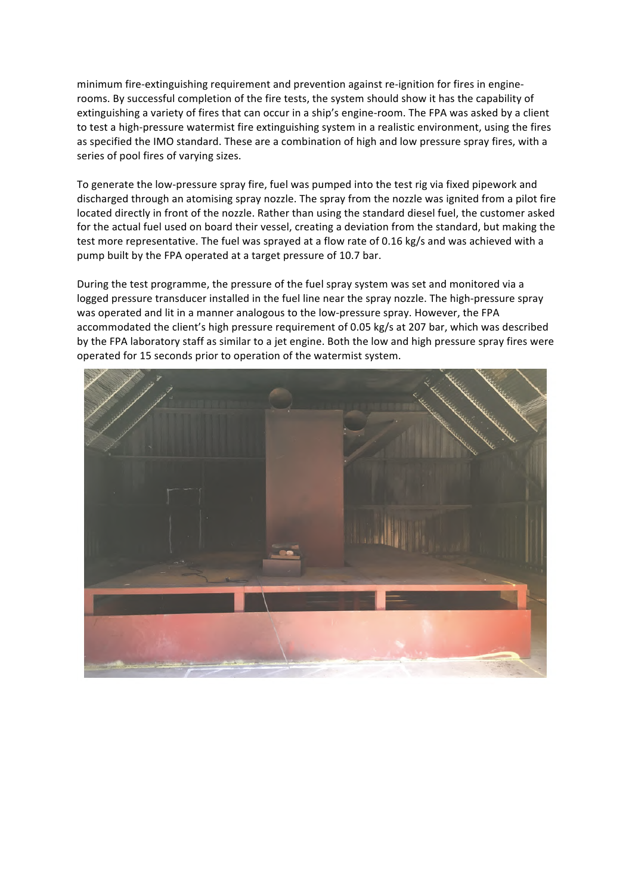minimum fire-extinguishing requirement and prevention against re-ignition for fires in engine-rooms. By successful completion of the fire tests, the system should show it has the capability of extinguishing a variety of fires that can occur in a ship's engine-room. The FPA was asked by a client to test a high-pressure watermist fire extinguishing system in a realistic environment, using the fires as specified the IMO standard. These are a combination of high and low pressure spray fires, with a series of pool fires of varying sizes.

To generate the low-pressure spray fire, fuel was pumped into the test rig via fixed pipework and discharged through an atomising spray nozzle. The spray from the nozzle was ignited from a pilot fire located directly in front of the nozzle. Rather than using the standard diesel fuel, the customer asked for the actual fuel used on board their vessel, creating a deviation from the standard, but making the test more representative. The fuel was sprayed at a flow rate of 0.16 kg/s and was achieved with a pump built by the FPA operated at a target pressure of 10.7 bar.

During the test programme, the pressure of the fuel spray system was set and monitored via a logged pressure transducer installed in the fuel line near the spray nozzle. The high-pressure spray was operated and lit in a manner analogous to the low-pressure spray. However, the FPA accommodated the client's high pressure requirement of 0.05 kg/s at 207 bar, which was described by the FPA laboratory staff as similar to a jet engine. Both the low and high pressure spray fires were operated for 15 seconds prior to operation of the watermist system.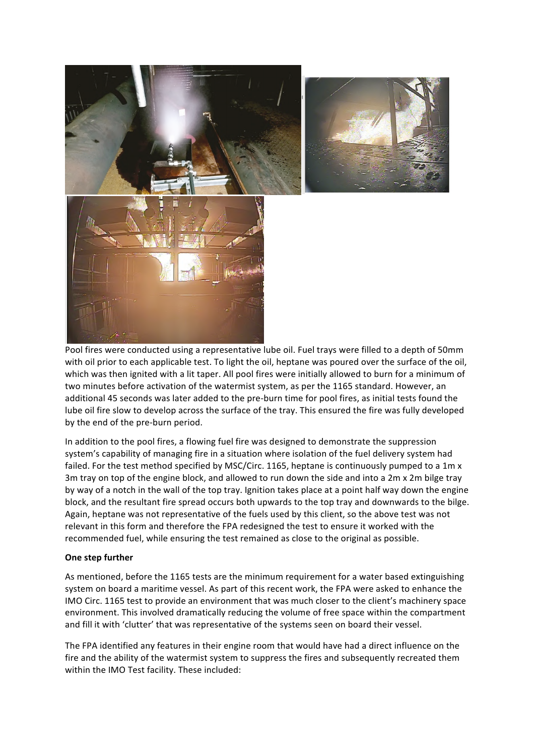Pool fires were conducted using a representative lube oil. Fuel trays were filled to a depth of 50mm with oil prior to each applicable test. To light the oil, heptane was poured over the surface of the oil, which was then ignited with a lit taper. All pool fires were initially allowed to burn for a minimum of two minutes before activation of the watermist system, as per the 1165 standard. However, an additional 45 seconds was later added to the pre-burn time for pool fires, as initial tests found the lube oil fire slow to develop across the surface of the tray. This ensured the fire was fully developed by the end of the pre-burn period.

In addition to the pool fires, a flowing fuel fire was designed to demonstrate the suppression system's capability of managing fire in a situation where isolation of the fuel delivery system had failed. For the test method specified by MSC/Circ. 1165, heptane is continuously pumped to a 1m x 3m tray on top of the engine block, and allowed to run down the side and into a 2m x 2m bilge tray by way of a notch in the wall of the top tray. Ignition takes place at a point half way down the engine block, and the resultant fire spread occurs both upwards to the top tray and downwards to the bilge. Again, heptane was not representative of the fuels used by this client, so the above test was not relevant in this form and therefore the FPA redesigned the test to ensure it worked with the recommended fuel, while ensuring the test remained as close to the original as possible.

**One step further**

As mentioned, before the 1165 tests are the minimum requirement for a water based extinguishing system on board a maritime vessel. As part of this recent work, the FPA were asked to enhance the IMO Circ. 1165 test to provide an environment that was much closer to the client's machinery space environment. This involved dramatically reducing the volume of free space within the compartment and fill it with 'clutter' that was representative of the systems seen on board their vessel.

The FPA identified any features in their engine room that would have had a direct influence on the fire and the ability of the watermist system to suppress the fires and subsequently recreated them within the IMO Test facility. These included: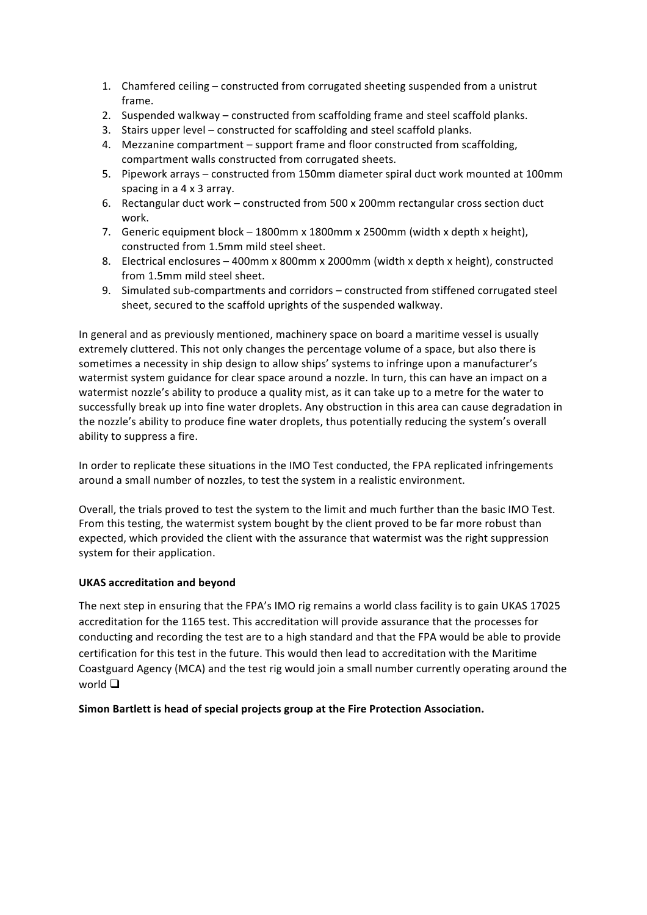1. Chamfered ceiling – constructed from corrugated sheeting suspended from a unistrut frame.
2. Suspended walkway – constructed from scaffolding frame and steel scaffold planks.
3. Stairs upper level – constructed for scaffolding and steel scaffold planks.
4. Mezzanine compartment – support frame and floor constructed from scaffolding, compartment walls constructed from corrugated sheets.
5. Pipework arrays – constructed from 150mm diameter spiral duct work mounted at 100mm spacing in a 4 x 3 array.
6. Rectangular duct work – constructed from 500 x 200mm rectangular cross section duct work.
7. Generic equipment block – 1800mm x 1800mm x 2500mm (width x depth x height), constructed from 1.5mm mild steel sheet.
8. Electrical enclosures – 400mm x 800mm x 2000mm (width x depth x height), constructed from 1.5mm mild steel sheet.
9. Simulated sub-compartments and corridors – constructed from stiffened corrugated steel sheet, secured to the scaffold uprights of the suspended walkway.

In general and as previously mentioned, machinery space on board a maritime vessel is usually extremely cluttered. This not only changes the percentage volume of a space, but also there is sometimes a necessity in ship design to allow ships' systems to infringe upon a manufacturer's watermist system guidance for clear space around a nozzle. In turn, this can have an impact on a watermist nozzle's ability to produce a quality mist, as it can take up to a metre for the water to successfully break up into fine water droplets. Any obstruction in this area can cause degradation in the nozzle's ability to produce fine water droplets, thus potentially reducing the system's overall ability to suppress a fire.

In order to replicate these situations in the IMO Test conducted, the FPA replicated infringements around a small number of nozzles, to test the system in a realistic environment.

Overall, the trials proved to test the system to the limit and much further than the basic IMO Test. From this testing, the watermist system bought by the client proved to be far more robust than expected, which provided the client with the assurance that watermist was the right suppression system for their application.

**UKAS accreditation and beyond**

The next step in ensuring that the FPA's IMO rig remains a world class facility is to gain UKAS 17025 accreditation for the 1165 test. This accreditation will provide assurance that the processes for conducting and recording the test are to a high standard and that the FPA would be able to provide certification for this test in the future. This would then lead to accreditation with the Maritime Coastguard Agency (MCA) and the test rig would join a small number currently operating around the world ❑

**Simon Bartlett is head of special projects group at the Fire Protection Association.**